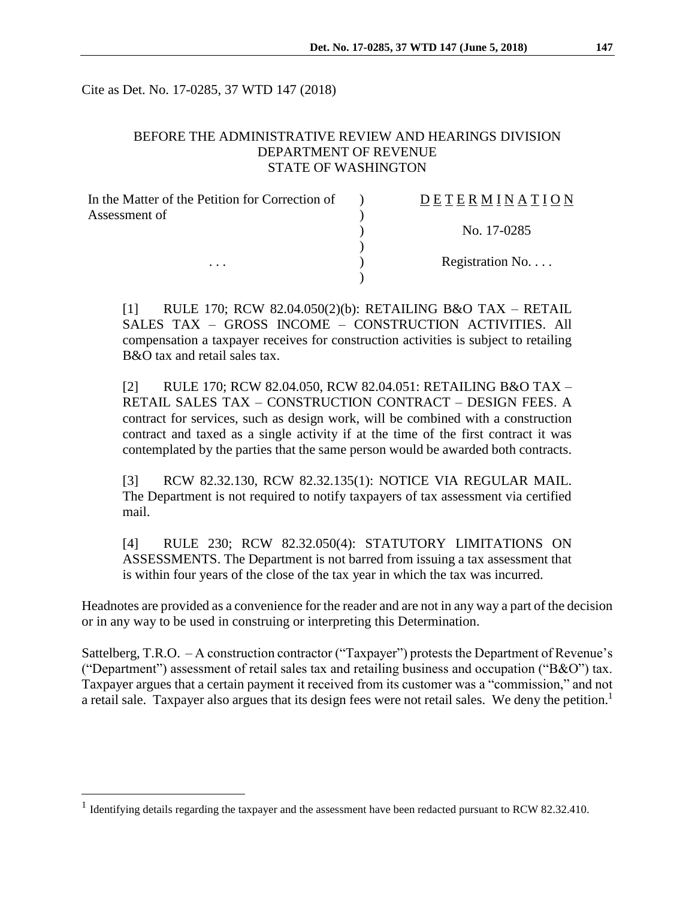Cite as Det. No. 17-0285, 37 WTD 147 (2018)

BEFORE THE ADMINISTRATIVE REVIEW AND HEARINGS DIVISION
DEPARTMENT OF REVENUE
STATE OF WASHINGTON

| In the Matter of the Petition for Correction of Assessment of | ) | DETERMINATION |
|---|---|---|
| | ) | No. 17-0285 |
| . . . | ) | Registration No. . . . |

[1] RULE 170; RCW 82.04.050(2)(b): RETAILING B&O TAX – RETAIL SALES TAX – GROSS INCOME – CONSTRUCTION ACTIVITIES. All compensation a taxpayer receives for construction activities is subject to retailing B&O tax and retail sales tax.

[2] RULE 170; RCW 82.04.050, RCW 82.04.051: RETAILING B&O TAX – RETAIL SALES TAX – CONSTRUCTION CONTRACT – DESIGN FEES. A contract for services, such as design work, will be combined with a construction contract and taxed as a single activity if at the time of the first contract it was contemplated by the parties that the same person would be awarded both contracts.

[3] RCW 82.32.130, RCW 82.32.135(1): NOTICE VIA REGULAR MAIL. The Department is not required to notify taxpayers of tax assessment via certified mail.

[4] RULE 230; RCW 82.32.050(4): STATUTORY LIMITATIONS ON ASSESSMENTS. The Department is not barred from issuing a tax assessment that is within four years of the close of the tax year in which the tax was incurred.

Headnotes are provided as a convenience for the reader and are not in any way a part of the decision or in any way to be used in construing or interpreting this Determination.

Sattelberg, T.R.O. – A construction contractor ("Taxpayer") protests the Department of Revenue's ("Department") assessment of retail sales tax and retailing business and occupation ("B&O") tax. Taxpayer argues that a certain payment it received from its customer was a "commission," and not a retail sale. Taxpayer also argues that its design fees were not retail sales. We deny the petition.[1]

[1] Identifying details regarding the taxpayer and the assessment have been redacted pursuant to RCW 82.32.410.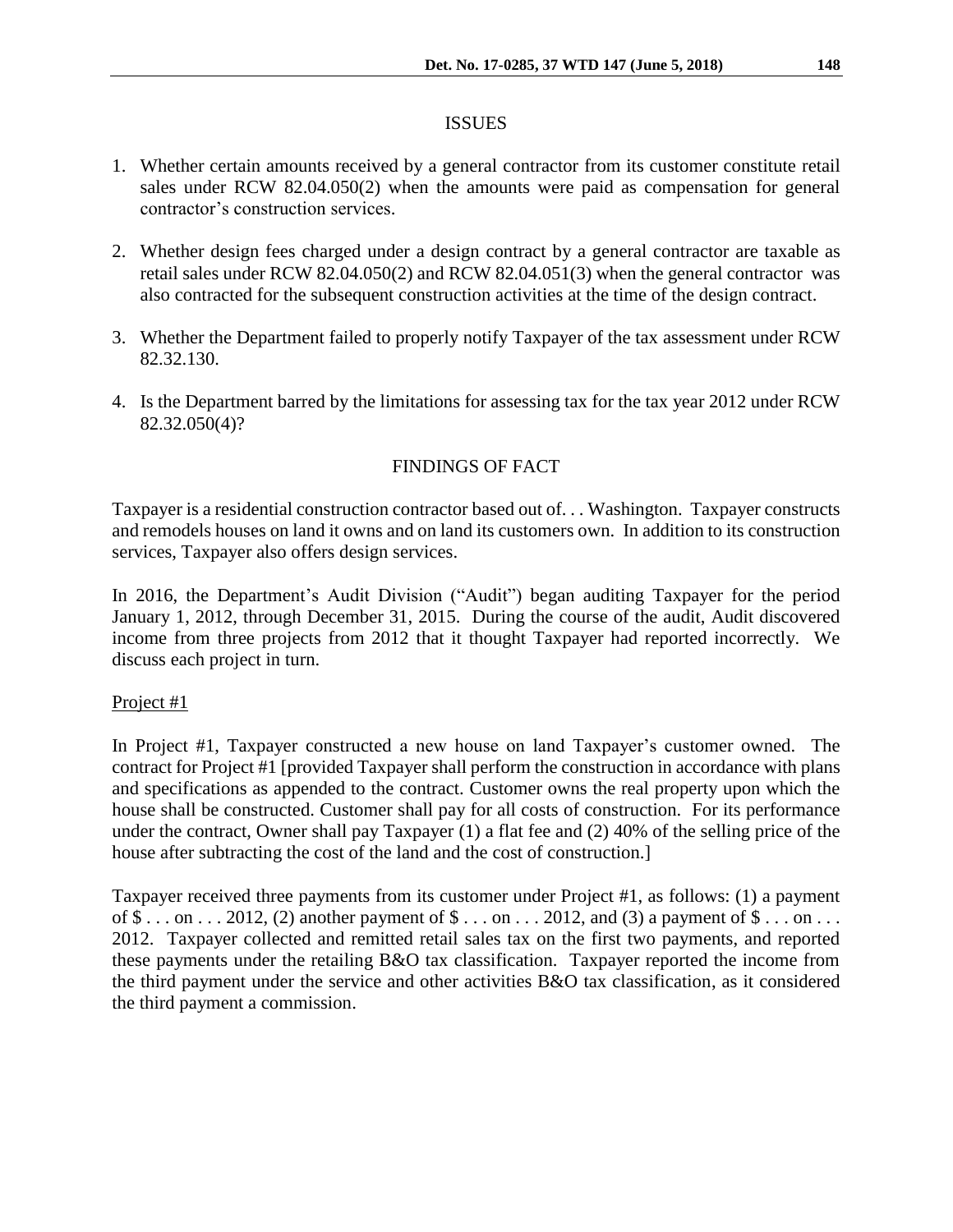## ISSUES

1. Whether certain amounts received by a general contractor from its customer constitute retail sales under RCW 82.04.050(2) when the amounts were paid as compensation for general contractor's construction services.

2. Whether design fees charged under a design contract by a general contractor are taxable as retail sales under RCW 82.04.050(2) and RCW 82.04.051(3) when the general contractor was also contracted for the subsequent construction activities at the time of the design contract.

3. Whether the Department failed to properly notify Taxpayer of the tax assessment under RCW 82.32.130.

4. Is the Department barred by the limitations for assessing tax for the tax year 2012 under RCW 82.32.050(4)?

## FINDINGS OF FACT

Taxpayer is a residential construction contractor based out of. . . Washington. Taxpayer constructs and remodels houses on land it owns and on land its customers own. In addition to its construction services, Taxpayer also offers design services.

In 2016, the Department's Audit Division ("Audit") began auditing Taxpayer for the period January 1, 2012, through December 31, 2015. During the course of the audit, Audit discovered income from three projects from 2012 that it thought Taxpayer had reported incorrectly. We discuss each project in turn.

Project #1

In Project #1, Taxpayer constructed a new house on land Taxpayer's customer owned. The contract for Project #1 [provided Taxpayer shall perform the construction in accordance with plans and specifications as appended to the contract. Customer owns the real property upon which the house shall be constructed. Customer shall pay for all costs of construction. For its performance under the contract, Owner shall pay Taxpayer (1) a flat fee and (2) 40% of the selling price of the house after subtracting the cost of the land and the cost of construction.]

Taxpayer received three payments from its customer under Project #1, as follows: (1) a payment of $ . . . on . . . 2012, (2) another payment of $ . . . on . . . 2012, and (3) a payment of $ . . . on . . . 2012. Taxpayer collected and remitted retail sales tax on the first two payments, and reported these payments under the retailing B&O tax classification. Taxpayer reported the income from the third payment under the service and other activities B&O tax classification, as it considered the third payment a commission.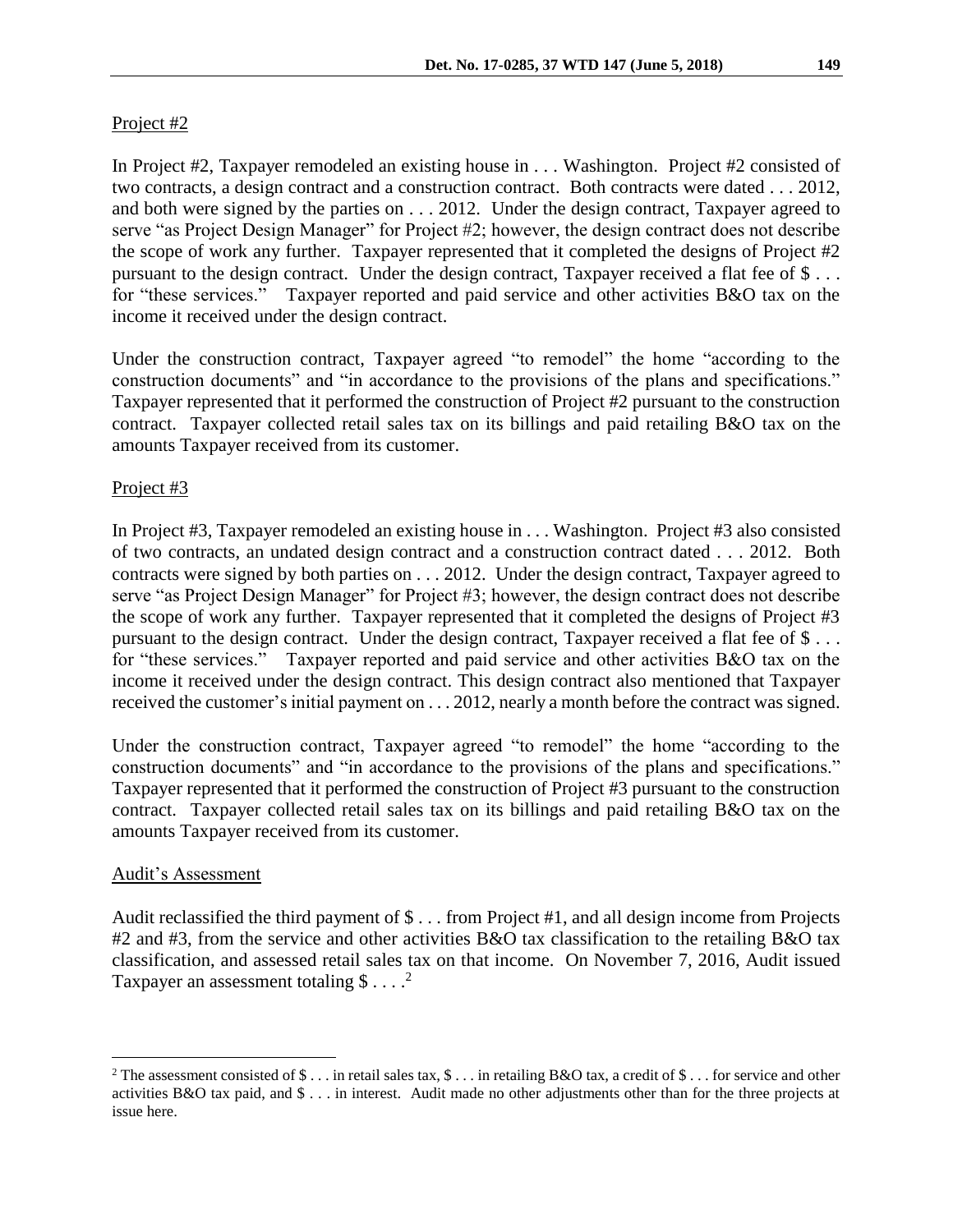Project #2

In Project #2, Taxpayer remodeled an existing house in . . . Washington. Project #2 consisted of two contracts, a design contract and a construction contract. Both contracts were dated . . . 2012, and both were signed by the parties on . . . 2012. Under the design contract, Taxpayer agreed to serve "as Project Design Manager" for Project #2; however, the design contract does not describe the scope of work any further. Taxpayer represented that it completed the designs of Project #2 pursuant to the design contract. Under the design contract, Taxpayer received a flat fee of $ . . . for "these services." Taxpayer reported and paid service and other activities B&O tax on the income it received under the design contract.

Under the construction contract, Taxpayer agreed "to remodel" the home "according to the construction documents" and "in accordance to the provisions of the plans and specifications." Taxpayer represented that it performed the construction of Project #2 pursuant to the construction contract. Taxpayer collected retail sales tax on its billings and paid retailing B&O tax on the amounts Taxpayer received from its customer.

Project #3

In Project #3, Taxpayer remodeled an existing house in . . . Washington. Project #3 also consisted of two contracts, an undated design contract and a construction contract dated . . . 2012. Both contracts were signed by both parties on . . . 2012. Under the design contract, Taxpayer agreed to serve "as Project Design Manager" for Project #3; however, the design contract does not describe the scope of work any further. Taxpayer represented that it completed the designs of Project #3 pursuant to the design contract. Under the design contract, Taxpayer received a flat fee of $ . . . for "these services." Taxpayer reported and paid service and other activities B&O tax on the income it received under the design contract. This design contract also mentioned that Taxpayer received the customer's initial payment on . . . 2012, nearly a month before the contract was signed.

Under the construction contract, Taxpayer agreed "to remodel" the home "according to the construction documents" and "in accordance to the provisions of the plans and specifications." Taxpayer represented that it performed the construction of Project #3 pursuant to the construction contract. Taxpayer collected retail sales tax on its billings and paid retailing B&O tax on the amounts Taxpayer received from its customer.

Audit's Assessment

Audit reclassified the third payment of $ . . . from Project #1, and all design income from Projects #2 and #3, from the service and other activities B&O tax classification to the retailing B&O tax classification, and assessed retail sales tax on that income. On November 7, 2016, Audit issued Taxpayer an assessment totaling $ . . . .[2]

---

[2] The assessment consisted of $ . . . in retail sales tax, $ . . . in retailing B&O tax, a credit of $ . . . for service and other activities B&O tax paid, and $ . . . in interest. Audit made no other adjustments other than for the three projects at issue here.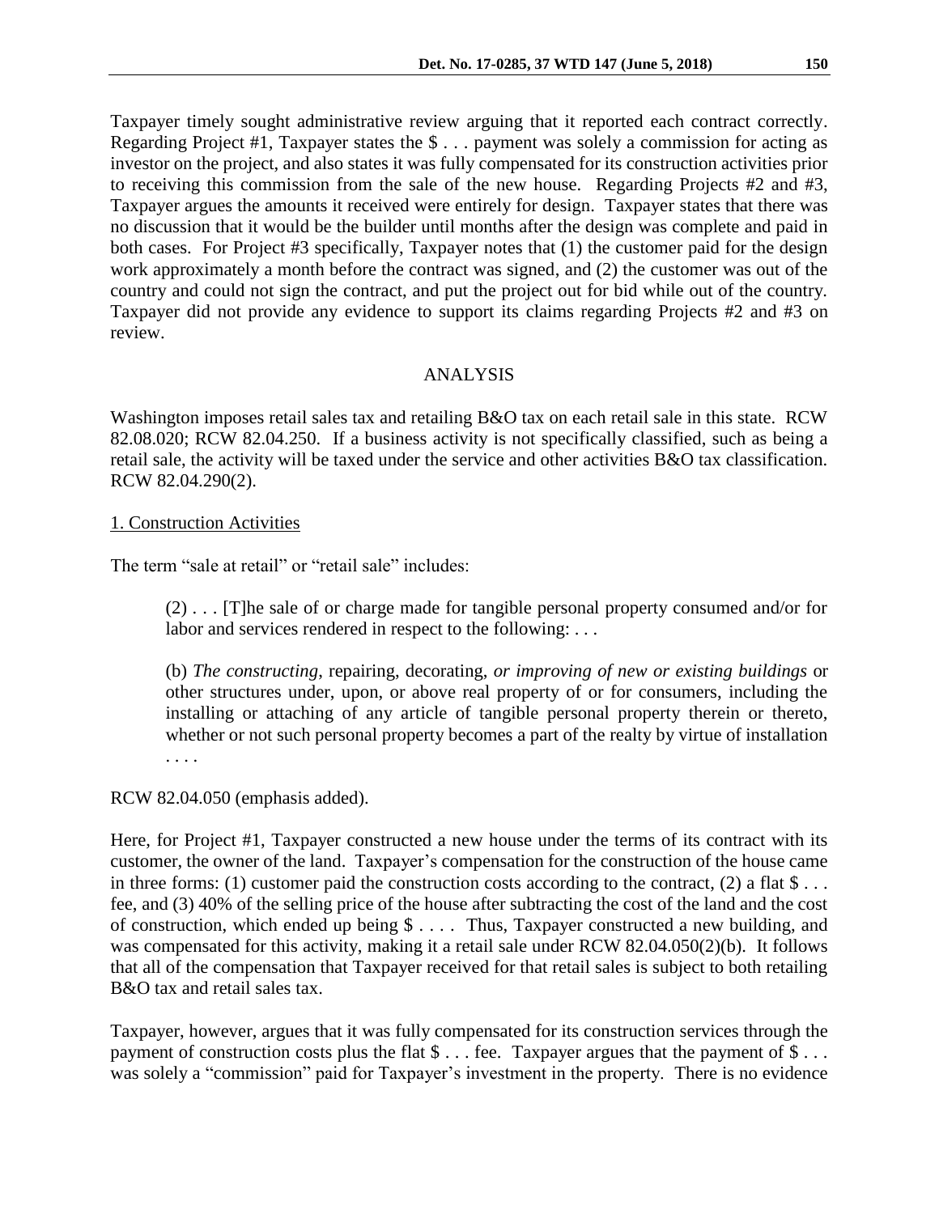Taxpayer timely sought administrative review arguing that it reported each contract correctly. Regarding Project #1, Taxpayer states the $ . . . payment was solely a commission for acting as investor on the project, and also states it was fully compensated for its construction activities prior to receiving this commission from the sale of the new house. Regarding Projects #2 and #3, Taxpayer argues the amounts it received were entirely for design. Taxpayer states that there was no discussion that it would be the builder until months after the design was complete and paid in both cases. For Project #3 specifically, Taxpayer notes that (1) the customer paid for the design work approximately a month before the contract was signed, and (2) the customer was out of the country and could not sign the contract, and put the project out for bid while out of the country. Taxpayer did not provide any evidence to support its claims regarding Projects #2 and #3 on review.

## ANALYSIS

Washington imposes retail sales tax and retailing B&O tax on each retail sale in this state. RCW 82.08.020; RCW 82.04.250. If a business activity is not specifically classified, such as being a retail sale, the activity will be taxed under the service and other activities B&O tax classification. RCW 82.04.290(2).

### 1. Construction Activities

The term "sale at retail" or "retail sale" includes:

> (2) . . . [T]he sale of or charge made for tangible personal property consumed and/or for labor and services rendered in respect to the following: . . .
>
> (b) *The constructing*, repairing, decorating, *or improving of new or existing buildings* or other structures under, upon, or above real property of or for consumers, including the installing or attaching of any article of tangible personal property therein or thereto, whether or not such personal property becomes a part of the realty by virtue of installation . . . .

RCW 82.04.050 (emphasis added).

Here, for Project #1, Taxpayer constructed a new house under the terms of its contract with its customer, the owner of the land. Taxpayer's compensation for the construction of the house came in three forms: (1) customer paid the construction costs according to the contract, (2) a flat $ . . . fee, and (3) 40% of the selling price of the house after subtracting the cost of the land and the cost of construction, which ended up being $ . . . . Thus, Taxpayer constructed a new building, and was compensated for this activity, making it a retail sale under RCW 82.04.050(2)(b). It follows that all of the compensation that Taxpayer received for that retail sales is subject to both retailing B&O tax and retail sales tax.

Taxpayer, however, argues that it was fully compensated for its construction services through the payment of construction costs plus the flat $ . . . fee. Taxpayer argues that the payment of $ . . . was solely a "commission" paid for Taxpayer's investment in the property. There is no evidence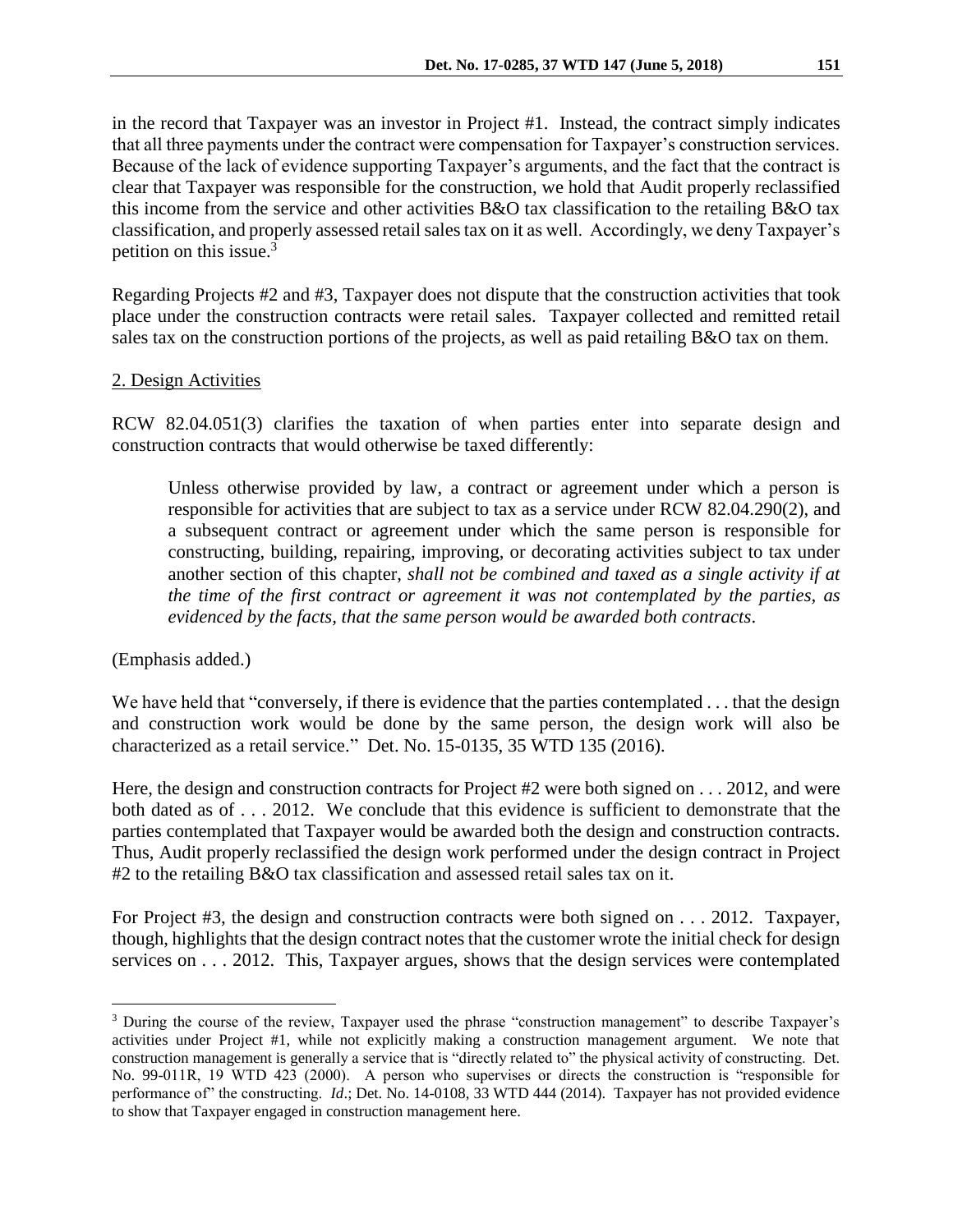in the record that Taxpayer was an investor in Project #1. Instead, the contract simply indicates that all three payments under the contract were compensation for Taxpayer's construction services. Because of the lack of evidence supporting Taxpayer's arguments, and the fact that the contract is clear that Taxpayer was responsible for the construction, we hold that Audit properly reclassified this income from the service and other activities B&O tax classification to the retailing B&O tax classification, and properly assessed retail sales tax on it as well. Accordingly, we deny Taxpayer's petition on this issue.[3]

Regarding Projects #2 and #3, Taxpayer does not dispute that the construction activities that took place under the construction contracts were retail sales. Taxpayer collected and remitted retail sales tax on the construction portions of the projects, as well as paid retailing B&O tax on them.

2. Design Activities

RCW 82.04.051(3) clarifies the taxation of when parties enter into separate design and construction contracts that would otherwise be taxed differently:

> Unless otherwise provided by law, a contract or agreement under which a person is responsible for activities that are subject to tax as a service under RCW 82.04.290(2), and a subsequent contract or agreement under which the same person is responsible for constructing, building, repairing, improving, or decorating activities subject to tax under another section of this chapter, *shall not be combined and taxed as a single activity if at the time of the first contract or agreement it was not contemplated by the parties, as evidenced by the facts, that the same person would be awarded both contracts*.

(Emphasis added.)

We have held that "conversely, if there is evidence that the parties contemplated . . . that the design and construction work would be done by the same person, the design work will also be characterized as a retail service." Det. No. 15-0135, 35 WTD 135 (2016).

Here, the design and construction contracts for Project #2 were both signed on . . . 2012, and were both dated as of . . . 2012. We conclude that this evidence is sufficient to demonstrate that the parties contemplated that Taxpayer would be awarded both the design and construction contracts. Thus, Audit properly reclassified the design work performed under the design contract in Project #2 to the retailing B&O tax classification and assessed retail sales tax on it.

For Project #3, the design and construction contracts were both signed on . . . 2012. Taxpayer, though, highlights that the design contract notes that the customer wrote the initial check for design services on . . . 2012. This, Taxpayer argues, shows that the design services were contemplated

---

[3] During the course of the review, Taxpayer used the phrase "construction management" to describe Taxpayer's activities under Project #1, while not explicitly making a construction management argument. We note that construction management is generally a service that is "directly related to" the physical activity of constructing. Det. No. 99-011R, 19 WTD 423 (2000). A person who supervises or directs the construction is "responsible for performance of" the constructing. *Id*.; Det. No. 14-0108, 33 WTD 444 (2014). Taxpayer has not provided evidence to show that Taxpayer engaged in construction management here.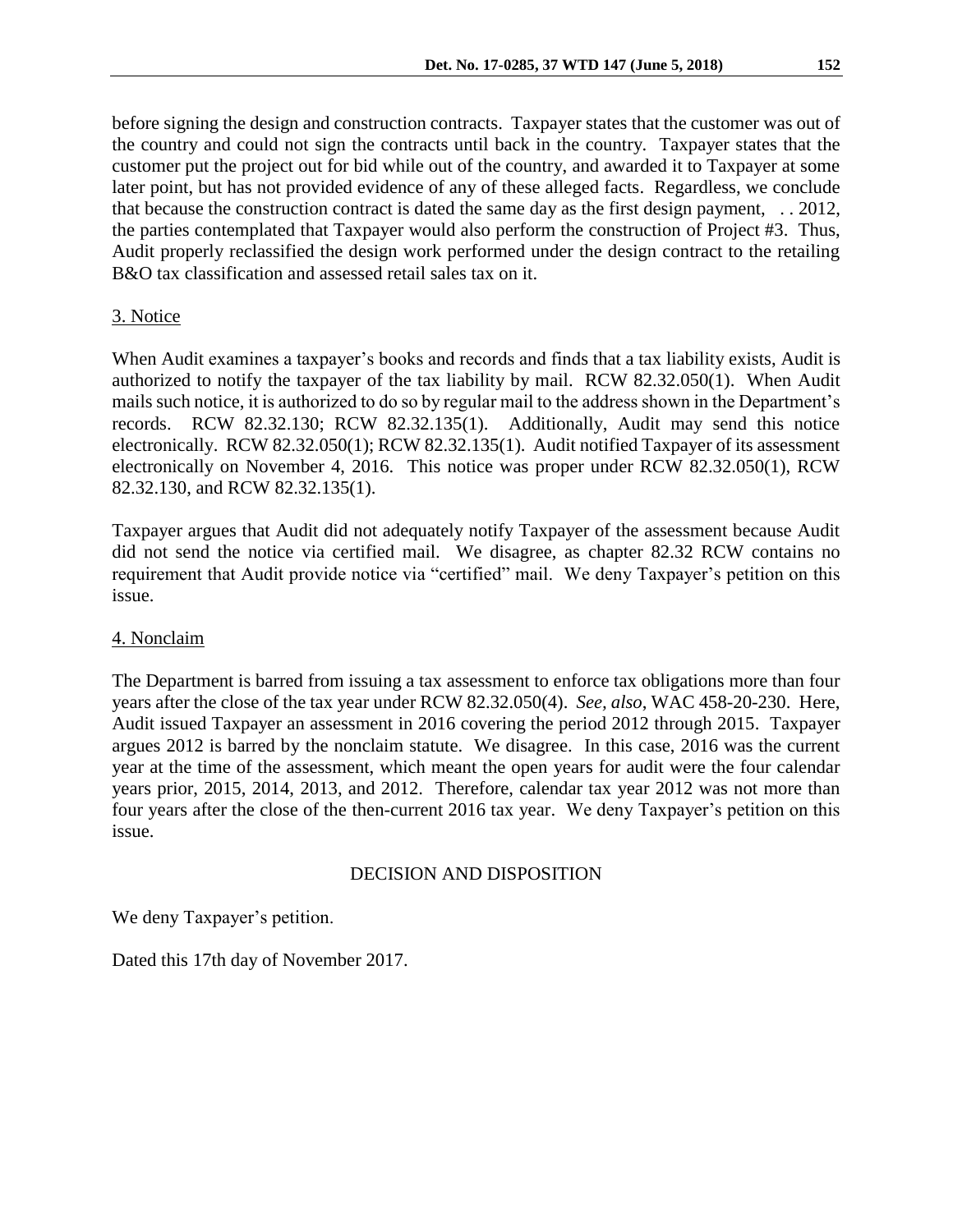before signing the design and construction contracts. Taxpayer states that the customer was out of the country and could not sign the contracts until back in the country. Taxpayer states that the customer put the project out for bid while out of the country, and awarded it to Taxpayer at some later point, but has not provided evidence of any of these alleged facts. Regardless, we conclude that because the construction contract is dated the same day as the first design payment, . . 2012, the parties contemplated that Taxpayer would also perform the construction of Project #3. Thus, Audit properly reclassified the design work performed under the design contract to the retailing B&O tax classification and assessed retail sales tax on it.

3. Notice

When Audit examines a taxpayer's books and records and finds that a tax liability exists, Audit is authorized to notify the taxpayer of the tax liability by mail. RCW 82.32.050(1). When Audit mails such notice, it is authorized to do so by regular mail to the address shown in the Department's records. RCW 82.32.130; RCW 82.32.135(1). Additionally, Audit may send this notice electronically. RCW 82.32.050(1); RCW 82.32.135(1). Audit notified Taxpayer of its assessment electronically on November 4, 2016. This notice was proper under RCW 82.32.050(1), RCW 82.32.130, and RCW 82.32.135(1).

Taxpayer argues that Audit did not adequately notify Taxpayer of the assessment because Audit did not send the notice via certified mail. We disagree, as chapter 82.32 RCW contains no requirement that Audit provide notice via "certified" mail. We deny Taxpayer's petition on this issue.

4. Nonclaim

The Department is barred from issuing a tax assessment to enforce tax obligations more than four years after the close of the tax year under RCW 82.32.050(4). *See, also*, WAC 458-20-230. Here, Audit issued Taxpayer an assessment in 2016 covering the period 2012 through 2015. Taxpayer argues 2012 is barred by the nonclaim statute. We disagree. In this case, 2016 was the current year at the time of the assessment, which meant the open years for audit were the four calendar years prior, 2015, 2014, 2013, and 2012. Therefore, calendar tax year 2012 was not more than four years after the close of the then-current 2016 tax year. We deny Taxpayer's petition on this issue.

DECISION AND DISPOSITION

We deny Taxpayer's petition.

Dated this 17th day of November 2017.